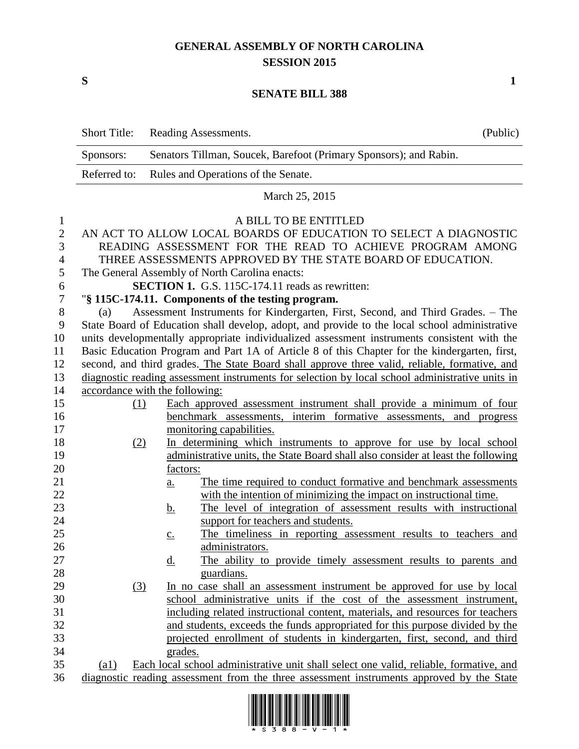# GENERAL ASSEMBLY OF NORTH CAROLINA
## SESSION 2015

**S** **1**

## SENATE BILL 388

| Short Title: | Reading Assessments. | (Public) |
| --- | --- | --- |
| Sponsors: | Senators Tillman, Soucek, Barefoot (Primary Sponsors); and Rabin. | |
| Referred to: | Rules and Operations of the Senate. | |

March 25, 2015

A BILL TO BE ENTITLED

AN ACT TO ALLOW LOCAL BOARDS OF EDUCATION TO SELECT A DIAGNOSTIC READING ASSESSMENT FOR THE READ TO ACHIEVE PROGRAM AMONG THREE ASSESSMENTS APPROVED BY THE STATE BOARD OF EDUCATION.

The General Assembly of North Carolina enacts:

**SECTION 1.** G.S. 115C-174.11 reads as rewritten:

"**§ 115C-174.11. Components of the testing program.**

(a) Assessment Instruments for Kindergarten, First, Second, and Third Grades. – The State Board of Education shall develop, adopt, and provide to the local school administrative units developmentally appropriate individualized assessment instruments consistent with the Basic Education Program and Part 1A of Article 8 of this Chapter for the kindergarten, first, second, and third grades. The State Board shall approve three valid, reliable, formative, and diagnostic reading assessment instruments for selection by local school administrative units in accordance with the following:

(1) Each approved assessment instrument shall provide a minimum of four benchmark assessments, interim formative assessments, and progress monitoring capabilities.

(2) In determining which instruments to approve for use by local school administrative units, the State Board shall also consider at least the following factors:

a. The time required to conduct formative and benchmark assessments with the intention of minimizing the impact on instructional time.

b. The level of integration of assessment results with instructional support for teachers and students.

c. The timeliness in reporting assessment results to teachers and administrators.

d. The ability to provide timely assessment results to parents and guardians.

(3) In no case shall an assessment instrument be approved for use by local school administrative units if the cost of the assessment instrument, including related instructional content, materials, and resources for teachers and students, exceeds the funds appropriated for this purpose divided by the projected enrollment of students in kindergarten, first, second, and third grades.

(a1) Each local school administrative unit shall select one valid, reliable, formative, and diagnostic reading assessment from the three assessment instruments approved by the State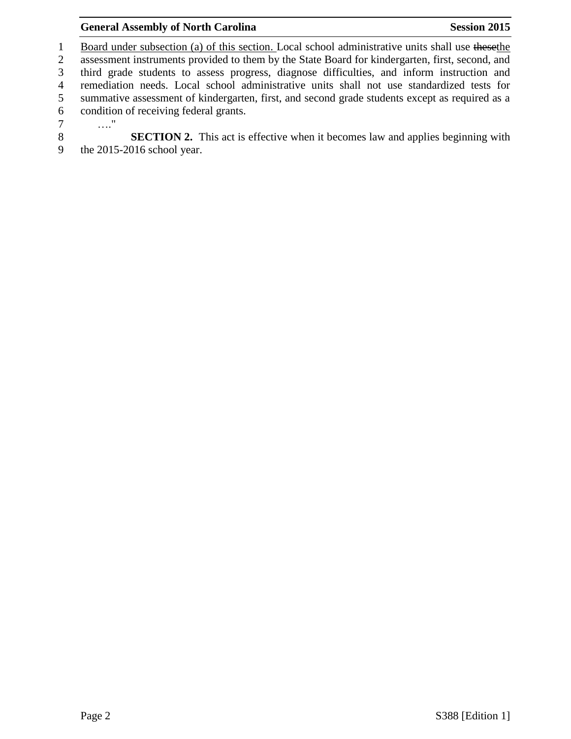Board under subsection (a) of this section. Local school administrative units shall use ~~these~~the assessment instruments provided to them by the State Board for kindergarten, first, second, and third grade students to assess progress, diagnose difficulties, and inform instruction and remediation needs. Local school administrative units shall not use standardized tests for summative assessment of kindergarten, first, and second grade students except as required as a condition of receiving federal grants.

…."

**SECTION 2.** This act is effective when it becomes law and applies beginning with the 2015-2016 school year.